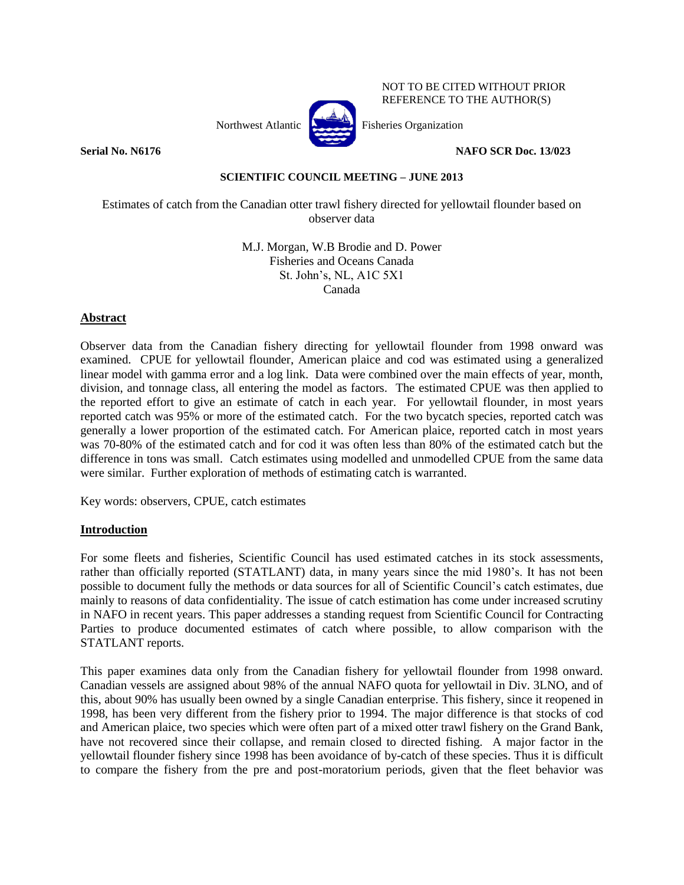NOT TO BE CITED WITHOUT PRIOR REFERENCE TO THE AUTHOR(S)

Northwest Atlantic Fisheries Organization

**Serial No. N6176** **NAFO SCR Doc. 13/023**

**SCIENTIFIC COUNCIL MEETING – JUNE 2013**

# Estimates of catch from the Canadian otter trawl fishery directed for yellowtail flounder based on observer data

M.J. Morgan, W.B Brodie and D. Power
Fisheries and Oceans Canada
St. John's, NL, A1C 5X1
Canada

## Abstract

Observer data from the Canadian fishery directing for yellowtail flounder from 1998 onward was examined. CPUE for yellowtail flounder, American plaice and cod was estimated using a generalized linear model with gamma error and a log link. Data were combined over the main effects of year, month, division, and tonnage class, all entering the model as factors. The estimated CPUE was then applied to the reported effort to give an estimate of catch in each year. For yellowtail flounder, in most years reported catch was 95% or more of the estimated catch. For the two bycatch species, reported catch was generally a lower proportion of the estimated catch. For American plaice, reported catch in most years was 70-80% of the estimated catch and for cod it was often less than 80% of the estimated catch but the difference in tons was small. Catch estimates using modelled and unmodelled CPUE from the same data were similar. Further exploration of methods of estimating catch is warranted.

Key words: observers, CPUE, catch estimates

## Introduction

For some fleets and fisheries, Scientific Council has used estimated catches in its stock assessments, rather than officially reported (STATLANT) data, in many years since the mid 1980's. It has not been possible to document fully the methods or data sources for all of Scientific Council's catch estimates, due mainly to reasons of data confidentiality. The issue of catch estimation has come under increased scrutiny in NAFO in recent years. This paper addresses a standing request from Scientific Council for Contracting Parties to produce documented estimates of catch where possible, to allow comparison with the STATLANT reports.

This paper examines data only from the Canadian fishery for yellowtail flounder from 1998 onward. Canadian vessels are assigned about 98% of the annual NAFO quota for yellowtail in Div. 3LNO, and of this, about 90% has usually been owned by a single Canadian enterprise. This fishery, since it reopened in 1998, has been very different from the fishery prior to 1994. The major difference is that stocks of cod and American plaice, two species which were often part of a mixed otter trawl fishery on the Grand Bank, have not recovered since their collapse, and remain closed to directed fishing. A major factor in the yellowtail flounder fishery since 1998 has been avoidance of by-catch of these species. Thus it is difficult to compare the fishery from the pre and post-moratorium periods, given that the fleet behavior was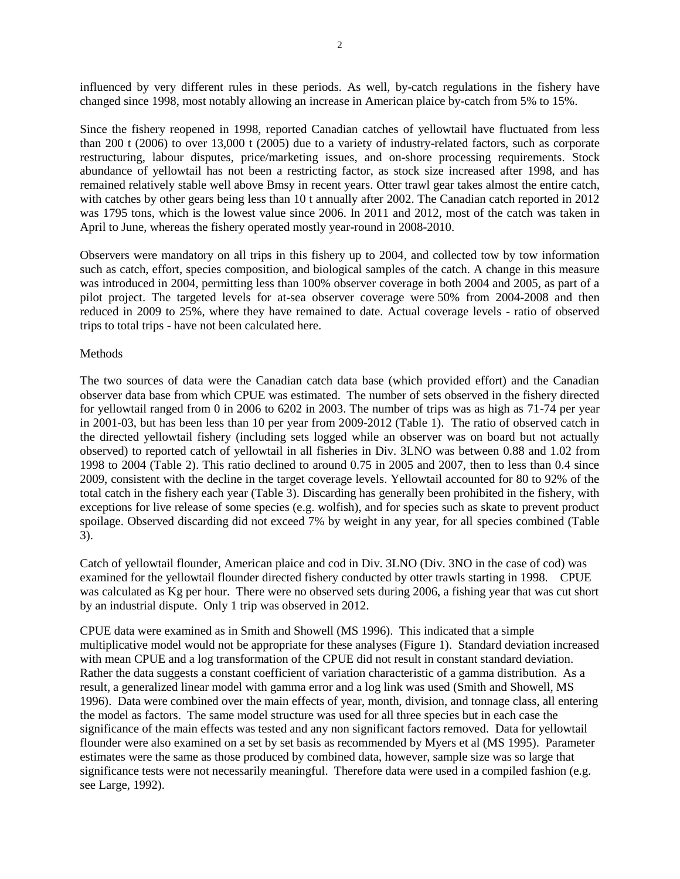influenced by very different rules in these periods. As well, by-catch regulations in the fishery have changed since 1998, most notably allowing an increase in American plaice by-catch from 5% to 15%.

Since the fishery reopened in 1998, reported Canadian catches of yellowtail have fluctuated from less than 200 t (2006) to over 13,000 t (2005) due to a variety of industry-related factors, such as corporate restructuring, labour disputes, price/marketing issues, and on-shore processing requirements. Stock abundance of yellowtail has not been a restricting factor, as stock size increased after 1998, and has remained relatively stable well above Bmsy in recent years. Otter trawl gear takes almost the entire catch, with catches by other gears being less than 10 t annually after 2002. The Canadian catch reported in 2012 was 1795 tons, which is the lowest value since 2006. In 2011 and 2012, most of the catch was taken in April to June, whereas the fishery operated mostly year-round in 2008-2010.

Observers were mandatory on all trips in this fishery up to 2004, and collected tow by tow information such as catch, effort, species composition, and biological samples of the catch. A change in this measure was introduced in 2004, permitting less than 100% observer coverage in both 2004 and 2005, as part of a pilot project. The targeted levels for at-sea observer coverage were 50% from 2004-2008 and then reduced in 2009 to 25%, where they have remained to date. Actual coverage levels - ratio of observed trips to total trips - have not been calculated here.

## Methods

The two sources of data were the Canadian catch data base (which provided effort) and the Canadian observer data base from which CPUE was estimated. The number of sets observed in the fishery directed for yellowtail ranged from 0 in 2006 to 6202 in 2003. The number of trips was as high as 71-74 per year in 2001-03, but has been less than 10 per year from 2009-2012 (Table 1). The ratio of observed catch in the directed yellowtail fishery (including sets logged while an observer was on board but not actually observed) to reported catch of yellowtail in all fisheries in Div. 3LNO was between 0.88 and 1.02 from 1998 to 2004 (Table 2). This ratio declined to around 0.75 in 2005 and 2007, then to less than 0.4 since 2009, consistent with the decline in the target coverage levels. Yellowtail accounted for 80 to 92% of the total catch in the fishery each year (Table 3). Discarding has generally been prohibited in the fishery, with exceptions for live release of some species (e.g. wolfish), and for species such as skate to prevent product spoilage. Observed discarding did not exceed 7% by weight in any year, for all species combined (Table 3).

Catch of yellowtail flounder, American plaice and cod in Div. 3LNO (Div. 3NO in the case of cod) was examined for the yellowtail flounder directed fishery conducted by otter trawls starting in 1998. CPUE was calculated as Kg per hour. There were no observed sets during 2006, a fishing year that was cut short by an industrial dispute. Only 1 trip was observed in 2012.

CPUE data were examined as in Smith and Showell (MS 1996). This indicated that a simple multiplicative model would not be appropriate for these analyses (Figure 1). Standard deviation increased with mean CPUE and a log transformation of the CPUE did not result in constant standard deviation. Rather the data suggests a constant coefficient of variation characteristic of a gamma distribution. As a result, a generalized linear model with gamma error and a log link was used (Smith and Showell, MS 1996). Data were combined over the main effects of year, month, division, and tonnage class, all entering the model as factors. The same model structure was used for all three species but in each case the significance of the main effects was tested and any non significant factors removed. Data for yellowtail flounder were also examined on a set by set basis as recommended by Myers et al (MS 1995). Parameter estimates were the same as those produced by combined data, however, sample size was so large that significance tests were not necessarily meaningful. Therefore data were used in a compiled fashion (e.g. see Large, 1992).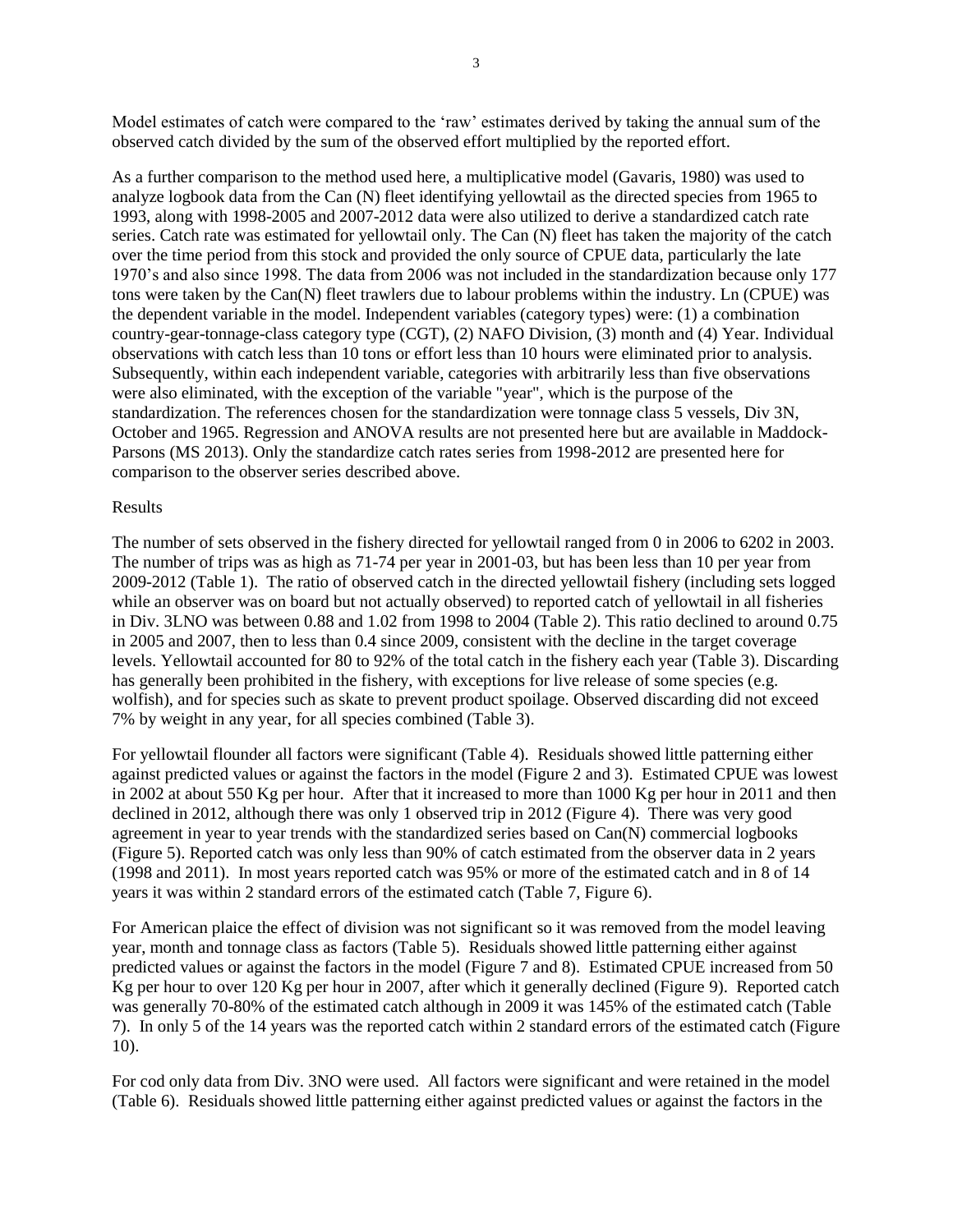Model estimates of catch were compared to the 'raw' estimates derived by taking the annual sum of the observed catch divided by the sum of the observed effort multiplied by the reported effort.

As a further comparison to the method used here, a multiplicative model (Gavaris, 1980) was used to analyze logbook data from the Can (N) fleet identifying yellowtail as the directed species from 1965 to 1993, along with 1998-2005 and 2007-2012 data were also utilized to derive a standardized catch rate series. Catch rate was estimated for yellowtail only. The Can (N) fleet has taken the majority of the catch over the time period from this stock and provided the only source of CPUE data, particularly the late 1970's and also since 1998. The data from 2006 was not included in the standardization because only 177 tons were taken by the Can(N) fleet trawlers due to labour problems within the industry. Ln (CPUE) was the dependent variable in the model. Independent variables (category types) were: (1) a combination country-gear-tonnage-class category type (CGT), (2) NAFO Division, (3) month and (4) Year. Individual observations with catch less than 10 tons or effort less than 10 hours were eliminated prior to analysis. Subsequently, within each independent variable, categories with arbitrarily less than five observations were also eliminated, with the exception of the variable "year", which is the purpose of the standardization. The references chosen for the standardization were tonnage class 5 vessels, Div 3N, October and 1965. Regression and ANOVA results are not presented here but are available in Maddock-Parsons (MS 2013). Only the standardize catch rates series from 1998-2012 are presented here for comparison to the observer series described above.

## Results

The number of sets observed in the fishery directed for yellowtail ranged from 0 in 2006 to 6202 in 2003. The number of trips was as high as 71-74 per year in 2001-03, but has been less than 10 per year from 2009-2012 (Table 1). The ratio of observed catch in the directed yellowtail fishery (including sets logged while an observer was on board but not actually observed) to reported catch of yellowtail in all fisheries in Div. 3LNO was between 0.88 and 1.02 from 1998 to 2004 (Table 2). This ratio declined to around 0.75 in 2005 and 2007, then to less than 0.4 since 2009, consistent with the decline in the target coverage levels. Yellowtail accounted for 80 to 92% of the total catch in the fishery each year (Table 3). Discarding has generally been prohibited in the fishery, with exceptions for live release of some species (e.g. wolfish), and for species such as skate to prevent product spoilage. Observed discarding did not exceed 7% by weight in any year, for all species combined (Table 3).

For yellowtail flounder all factors were significant (Table 4). Residuals showed little patterning either against predicted values or against the factors in the model (Figure 2 and 3). Estimated CPUE was lowest in 2002 at about 550 Kg per hour. After that it increased to more than 1000 Kg per hour in 2011 and then declined in 2012, although there was only 1 observed trip in 2012 (Figure 4). There was very good agreement in year to year trends with the standardized series based on Can(N) commercial logbooks (Figure 5). Reported catch was only less than 90% of catch estimated from the observer data in 2 years (1998 and 2011). In most years reported catch was 95% or more of the estimated catch and in 8 of 14 years it was within 2 standard errors of the estimated catch (Table 7, Figure 6).

For American plaice the effect of division was not significant so it was removed from the model leaving year, month and tonnage class as factors (Table 5). Residuals showed little patterning either against predicted values or against the factors in the model (Figure 7 and 8). Estimated CPUE increased from 50 Kg per hour to over 120 Kg per hour in 2007, after which it generally declined (Figure 9). Reported catch was generally 70-80% of the estimated catch although in 2009 it was 145% of the estimated catch (Table 7). In only 5 of the 14 years was the reported catch within 2 standard errors of the estimated catch (Figure 10).

For cod only data from Div. 3NO were used. All factors were significant and were retained in the model (Table 6). Residuals showed little patterning either against predicted values or against the factors in the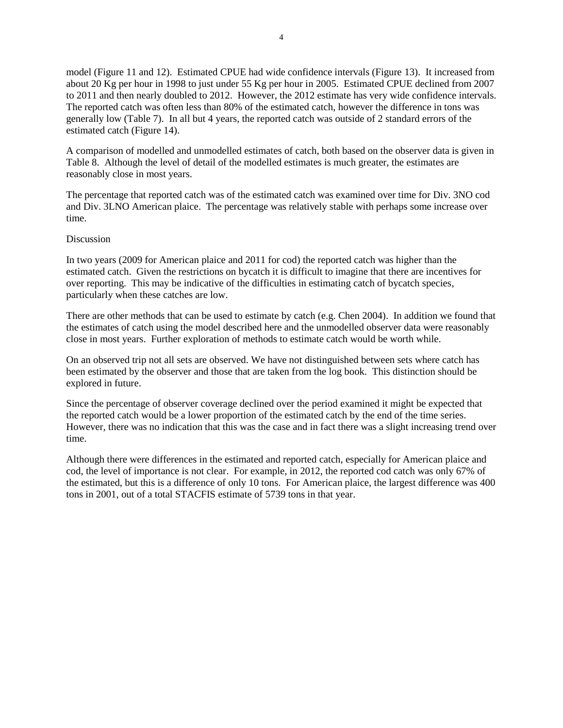model (Figure 11 and 12). Estimated CPUE had wide confidence intervals (Figure 13). It increased from about 20 Kg per hour in 1998 to just under 55 Kg per hour in 2005. Estimated CPUE declined from 2007 to 2011 and then nearly doubled to 2012. However, the 2012 estimate has very wide confidence intervals. The reported catch was often less than 80% of the estimated catch, however the difference in tons was generally low (Table 7). In all but 4 years, the reported catch was outside of 2 standard errors of the estimated catch (Figure 14).

A comparison of modelled and unmodelled estimates of catch, both based on the observer data is given in Table 8. Although the level of detail of the modelled estimates is much greater, the estimates are reasonably close in most years.

The percentage that reported catch was of the estimated catch was examined over time for Div. 3NO cod and Div. 3LNO American plaice. The percentage was relatively stable with perhaps some increase over time.

## Discussion

In two years (2009 for American plaice and 2011 for cod) the reported catch was higher than the estimated catch. Given the restrictions on bycatch it is difficult to imagine that there are incentives for over reporting. This may be indicative of the difficulties in estimating catch of bycatch species, particularly when these catches are low.

There are other methods that can be used to estimate by catch (e.g. Chen 2004). In addition we found that the estimates of catch using the model described here and the unmodelled observer data were reasonably close in most years. Further exploration of methods to estimate catch would be worth while.

On an observed trip not all sets are observed. We have not distinguished between sets where catch has been estimated by the observer and those that are taken from the log book. This distinction should be explored in future.

Since the percentage of observer coverage declined over the period examined it might be expected that the reported catch would be a lower proportion of the estimated catch by the end of the time series. However, there was no indication that this was the case and in fact there was a slight increasing trend over time.

Although there were differences in the estimated and reported catch, especially for American plaice and cod, the level of importance is not clear. For example, in 2012, the reported cod catch was only 67% of the estimated, but this is a difference of only 10 tons. For American plaice, the largest difference was 400 tons in 2001, out of a total STACFIS estimate of 5739 tons in that year.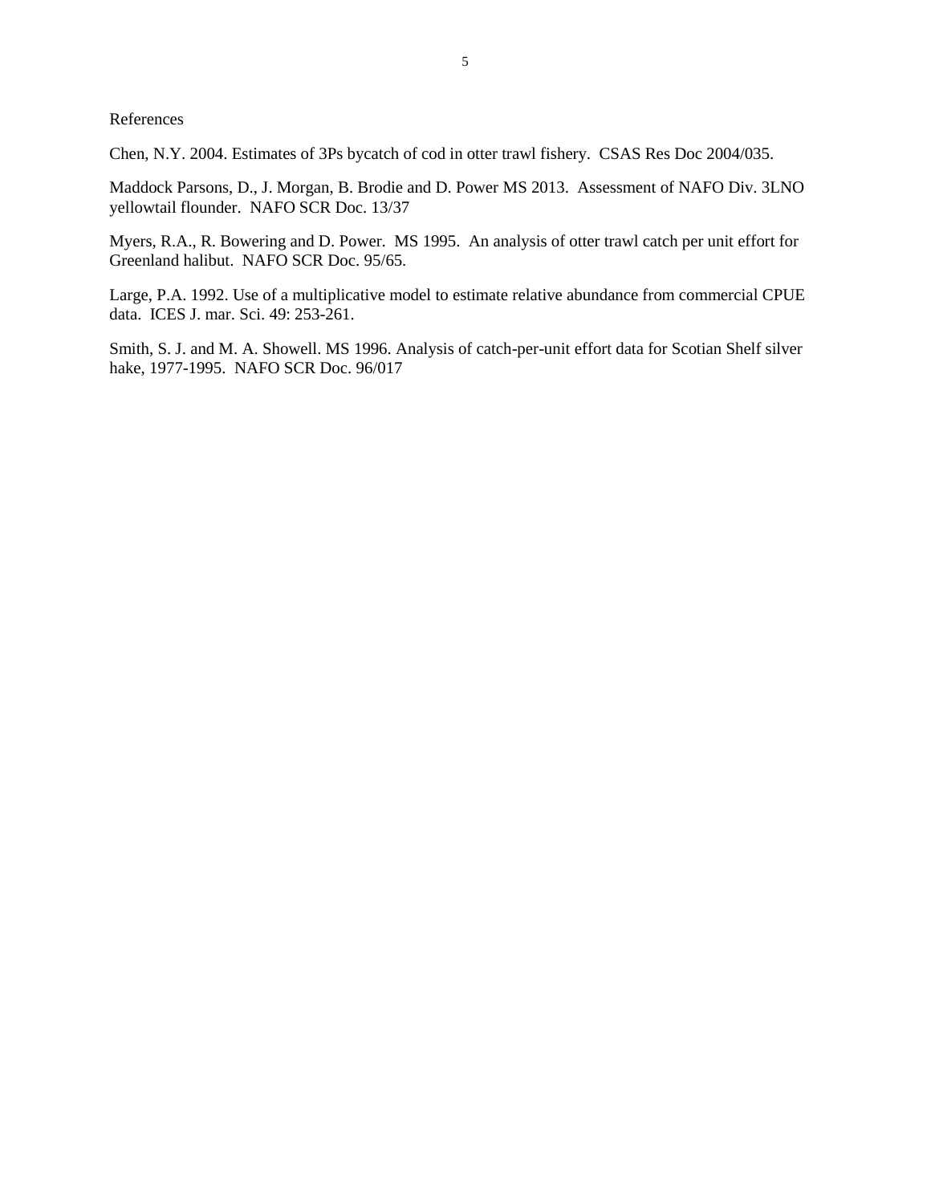## References

Chen, N.Y. 2004. Estimates of 3Ps bycatch of cod in otter trawl fishery. CSAS Res Doc 2004/035.

Maddock Parsons, D., J. Morgan, B. Brodie and D. Power MS 2013. Assessment of NAFO Div. 3LNO yellowtail flounder. NAFO SCR Doc. 13/37

Myers, R.A., R. Bowering and D. Power. MS 1995. An analysis of otter trawl catch per unit effort for Greenland halibut. NAFO SCR Doc. 95/65.

Large, P.A. 1992. Use of a multiplicative model to estimate relative abundance from commercial CPUE data. ICES J. mar. Sci. 49: 253-261.

Smith, S. J. and M. A. Showell. MS 1996. Analysis of catch-per-unit effort data for Scotian Shelf silver hake, 1977-1995. NAFO SCR Doc. 96/017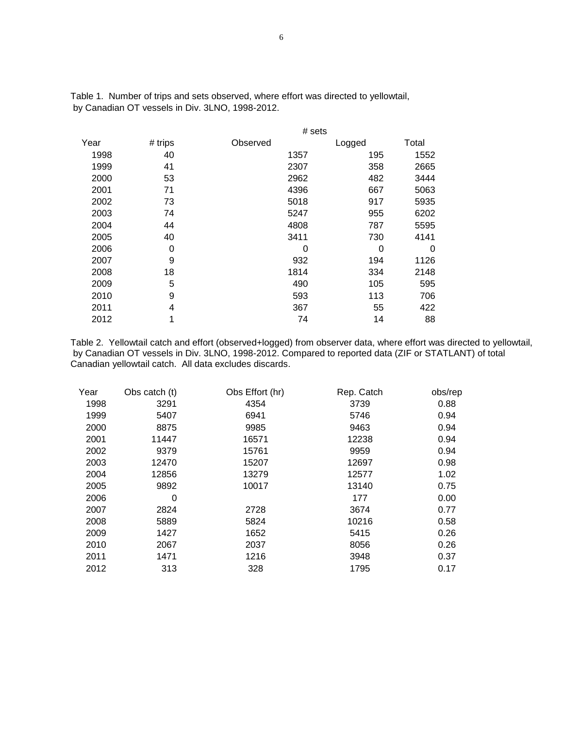Table 1. Number of trips and sets observed, where effort was directed to yellowtail, by Canadian OT vessels in Div. 3LNO, 1998-2012.

| | | # sets | | |
|---|---|---|---|---|
| Year | # trips | Observed | Logged | Total |
| 1998 | 40 | 1357 | 195 | 1552 |
| 1999 | 41 | 2307 | 358 | 2665 |
| 2000 | 53 | 2962 | 482 | 3444 |
| 2001 | 71 | 4396 | 667 | 5063 |
| 2002 | 73 | 5018 | 917 | 5935 |
| 2003 | 74 | 5247 | 955 | 6202 |
| 2004 | 44 | 4808 | 787 | 5595 |
| 2005 | 40 | 3411 | 730 | 4141 |
| 2006 | 0 | 0 | 0 | 0 |
| 2007 | 9 | 932 | 194 | 1126 |
| 2008 | 18 | 1814 | 334 | 2148 |
| 2009 | 5 | 490 | 105 | 595 |
| 2010 | 9 | 593 | 113 | 706 |
| 2011 | 4 | 367 | 55 | 422 |
| 2012 | 1 | 74 | 14 | 88 |

Table 2. Yellowtail catch and effort (observed+logged) from observer data, where effort was directed to yellowtail, by Canadian OT vessels in Div. 3LNO, 1998-2012. Compared to reported data (ZIF or STATLANT) of total Canadian yellowtail catch. All data excludes discards.

| Year | Obs catch (t) | Obs Effort (hr) | Rep. Catch | obs/rep |
|---|---|---|---|---|
| 1998 | 3291 | 4354 | 3739 | 0.88 |
| 1999 | 5407 | 6941 | 5746 | 0.94 |
| 2000 | 8875 | 9985 | 9463 | 0.94 |
| 2001 | 11447 | 16571 | 12238 | 0.94 |
| 2002 | 9379 | 15761 | 9959 | 0.94 |
| 2003 | 12470 | 15207 | 12697 | 0.98 |
| 2004 | 12856 | 13279 | 12577 | 1.02 |
| 2005 | 9892 | 10017 | 13140 | 0.75 |
| 2006 | 0 | | 177 | 0.00 |
| 2007 | 2824 | 2728 | 3674 | 0.77 |
| 2008 | 5889 | 5824 | 10216 | 0.58 |
| 2009 | 1427 | 1652 | 5415 | 0.26 |
| 2010 | 2067 | 2037 | 8056 | 0.26 |
| 2011 | 1471 | 1216 | 3948 | 0.37 |
| 2012 | 313 | 328 | 1795 | 0.17 |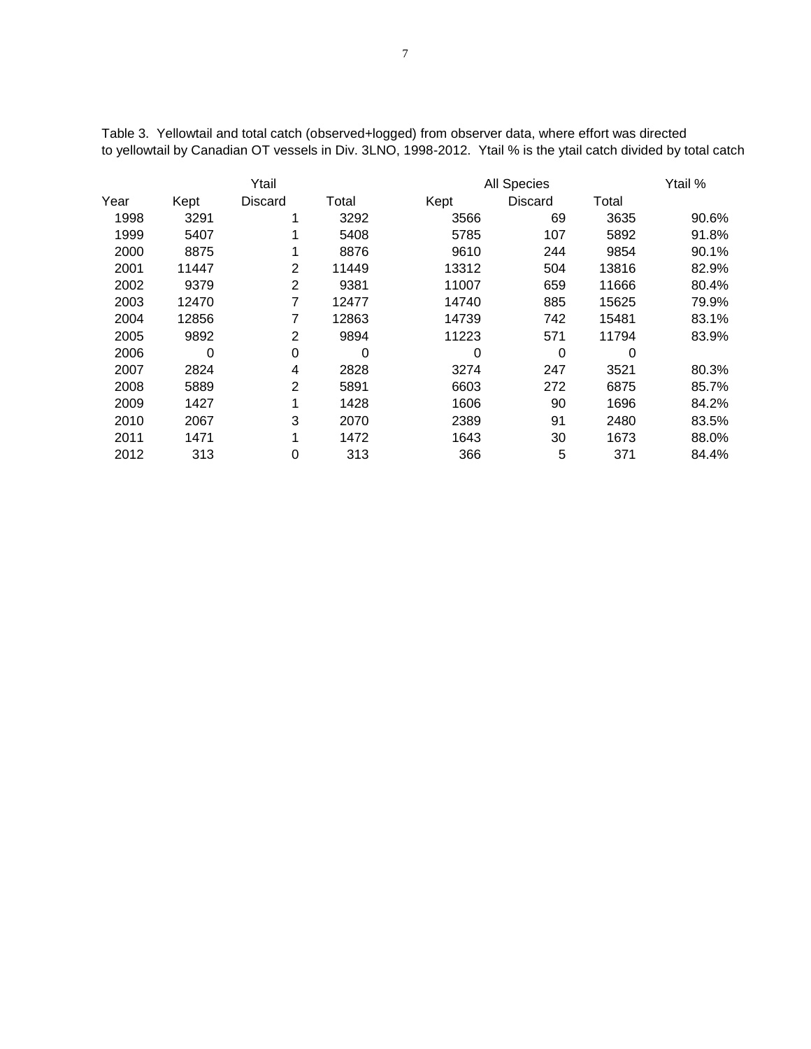Table 3. Yellowtail and total catch (observed+logged) from observer data, where effort was directed to yellowtail by Canadian OT vessels in Div. 3LNO, 1998-2012. Ytail % is the ytail catch divided by total catch

| | Ytail | | | All Species | | | Ytail % |
|---|---|---|---|---|---|---|---|
| Year | Kept | Discard | Total | Kept | Discard | Total | |
| 1998 | 3291 | 1 | 3292 | 3566 | 69 | 3635 | 90.6% |
| 1999 | 5407 | 1 | 5408 | 5785 | 107 | 5892 | 91.8% |
| 2000 | 8875 | 1 | 8876 | 9610 | 244 | 9854 | 90.1% |
| 2001 | 11447 | 2 | 11449 | 13312 | 504 | 13816 | 82.9% |
| 2002 | 9379 | 2 | 9381 | 11007 | 659 | 11666 | 80.4% |
| 2003 | 12470 | 7 | 12477 | 14740 | 885 | 15625 | 79.9% |
| 2004 | 12856 | 7 | 12863 | 14739 | 742 | 15481 | 83.1% |
| 2005 | 9892 | 2 | 9894 | 11223 | 571 | 11794 | 83.9% |
| 2006 | 0 | 0 | 0 | 0 | 0 | 0 | |
| 2007 | 2824 | 4 | 2828 | 3274 | 247 | 3521 | 80.3% |
| 2008 | 5889 | 2 | 5891 | 6603 | 272 | 6875 | 85.7% |
| 2009 | 1427 | 1 | 1428 | 1606 | 90 | 1696 | 84.2% |
| 2010 | 2067 | 3 | 2070 | 2389 | 91 | 2480 | 83.5% |
| 2011 | 1471 | 1 | 1472 | 1643 | 30 | 1673 | 88.0% |
| 2012 | 313 | 0 | 313 | 366 | 5 | 371 | 84.4% |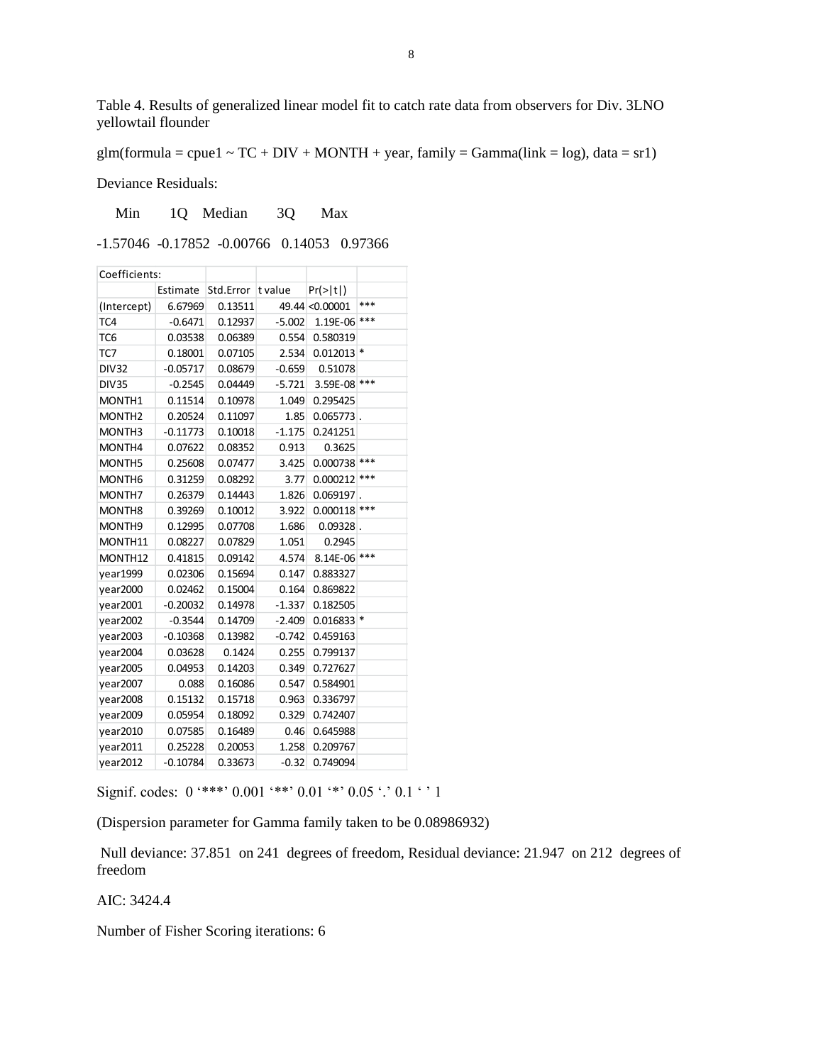Table 4. Results of generalized linear model fit to catch rate data from observers for Div. 3LNO yellowtail flounder

glm(formula = cpue1 ~ TC + DIV + MONTH + year, family = Gamma(link = log), data = sr1)

Deviance Residuals:

| Min | 1Q | Median | 3Q | Max |
|---|---|---|---|---|
| -1.57046 | -0.17852 | -0.00766 | 0.14053 | 0.97366 |

| Coefficients: | | | | | |
|---|---|---|---|---|---|
| | Estimate | Std.Error | t value | Pr(>\|t\|) | |
| (Intercept) | 6.67969 | 0.13511 | 49.44 | <0.00001 | *** |
| TC4 | -0.6471 | 0.12937 | -5.002 | 1.19E-06 | *** |
| TC6 | 0.03538 | 0.06389 | 0.554 | 0.580319 | |
| TC7 | 0.18001 | 0.07105 | 2.534 | 0.012013 | * |
| DIV32 | -0.05717 | 0.08679 | -0.659 | 0.51078 | |
| DIV35 | -0.2545 | 0.04449 | -5.721 | 3.59E-08 | *** |
| MONTH1 | 0.11514 | 0.10978 | 1.049 | 0.295425 | |
| MONTH2 | 0.20524 | 0.11097 | 1.85 | 0.065773 | . |
| MONTH3 | -0.11773 | 0.10018 | -1.175 | 0.241251 | |
| MONTH4 | 0.07622 | 0.08352 | 0.913 | 0.3625 | |
| MONTH5 | 0.25608 | 0.07477 | 3.425 | 0.000738 | *** |
| MONTH6 | 0.31259 | 0.08292 | 3.77 | 0.000212 | *** |
| MONTH7 | 0.26379 | 0.14443 | 1.826 | 0.069197 | . |
| MONTH8 | 0.39269 | 0.10012 | 3.922 | 0.000118 | *** |
| MONTH9 | 0.12995 | 0.07708 | 1.686 | 0.09328 | . |
| MONTH11 | 0.08227 | 0.07829 | 1.051 | 0.2945 | |
| MONTH12 | 0.41815 | 0.09142 | 4.574 | 8.14E-06 | *** |
| year1999 | 0.02306 | 0.15694 | 0.147 | 0.883327 | |
| year2000 | 0.02462 | 0.15004 | 0.164 | 0.869822 | |
| year2001 | -0.20032 | 0.14978 | -1.337 | 0.182505 | |
| year2002 | -0.3544 | 0.14709 | -2.409 | 0.016833 | * |
| year2003 | -0.10368 | 0.13982 | -0.742 | 0.459163 | |
| year2004 | 0.03628 | 0.1424 | 0.255 | 0.799137 | |
| year2005 | 0.04953 | 0.14203 | 0.349 | 0.727627 | |
| year2007 | 0.088 | 0.16086 | 0.547 | 0.584901 | |
| year2008 | 0.15132 | 0.15718 | 0.963 | 0.336797 | |
| year2009 | 0.05954 | 0.18092 | 0.329 | 0.742407 | |
| year2010 | 0.07585 | 0.16489 | 0.46 | 0.645988 | |
| year2011 | 0.25228 | 0.20053 | 1.258 | 0.209767 | |
| year2012 | -0.10784 | 0.33673 | -0.32 | 0.749094 | |

Signif. codes: 0 '***' 0.001 '**' 0.01 '*' 0.05 '.' 0.1 ' ' 1

(Dispersion parameter for Gamma family taken to be 0.08986932)

Null deviance: 37.851 on 241 degrees of freedom, Residual deviance: 21.947 on 212 degrees of freedom

AIC: 3424.4

Number of Fisher Scoring iterations: 6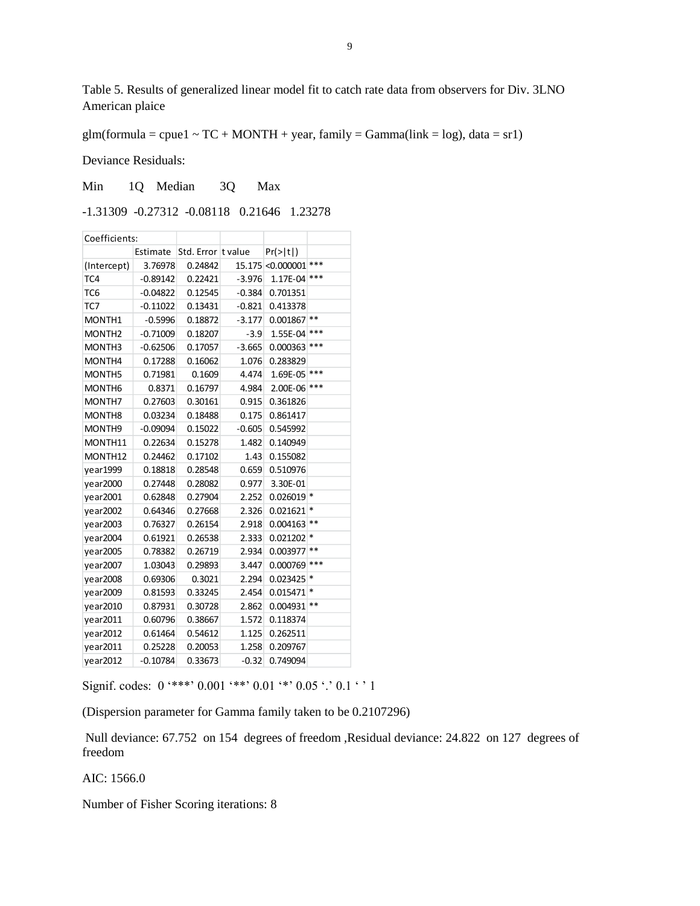Table 5. Results of generalized linear model fit to catch rate data from observers for Div. 3LNO American plaice

glm(formula = cpue1 ~ TC + MONTH + year, family = Gamma(link = log), data = sr1)

Deviance Residuals:

| Min | 1Q | Median | 3Q | Max |
|---|---|---|---|---|
| -1.31309 | -0.27312 | -0.08118 | 0.21646 | 1.23278 |

| Coefficients: | | | | | |
|---|---|---|---|---|---|
| | Estimate | Std. Error | t value | Pr(>\|t\|) | |
| (Intercept) | 3.76978 | 0.24842 | 15.175 | <0.000001 | *** |
| TC4 | -0.89142 | 0.22421 | -3.976 | 1.17E-04 | *** |
| TC6 | -0.04822 | 0.12545 | -0.384 | 0.701351 | |
| TC7 | -0.11022 | 0.13431 | -0.821 | 0.413378 | |
| MONTH1 | -0.5996 | 0.18872 | -3.177 | 0.001867 | ** |
| MONTH2 | -0.71009 | 0.18207 | -3.9 | 1.55E-04 | *** |
| MONTH3 | -0.62506 | 0.17057 | -3.665 | 0.000363 | *** |
| MONTH4 | 0.17288 | 0.16062 | 1.076 | 0.283829 | |
| MONTH5 | 0.71981 | 0.1609 | 4.474 | 1.69E-05 | *** |
| MONTH6 | 0.8371 | 0.16797 | 4.984 | 2.00E-06 | *** |
| MONTH7 | 0.27603 | 0.30161 | 0.915 | 0.361826 | |
| MONTH8 | 0.03234 | 0.18488 | 0.175 | 0.861417 | |
| MONTH9 | -0.09094 | 0.15022 | -0.605 | 0.545992 | |
| MONTH11 | 0.22634 | 0.15278 | 1.482 | 0.140949 | |
| MONTH12 | 0.24462 | 0.17102 | 1.43 | 0.155082 | |
| year1999 | 0.18818 | 0.28548 | 0.659 | 0.510976 | |
| year2000 | 0.27448 | 0.28082 | 0.977 | 3.30E-01 | |
| year2001 | 0.62848 | 0.27904 | 2.252 | 0.026019 | * |
| year2002 | 0.64346 | 0.27668 | 2.326 | 0.021621 | * |
| year2003 | 0.76327 | 0.26154 | 2.918 | 0.004163 | ** |
| year2004 | 0.61921 | 0.26538 | 2.333 | 0.021202 | * |
| year2005 | 0.78382 | 0.26719 | 2.934 | 0.003977 | ** |
| year2007 | 1.03043 | 0.29893 | 3.447 | 0.000769 | *** |
| year2008 | 0.69306 | 0.3021 | 2.294 | 0.023425 | * |
| year2009 | 0.81593 | 0.33245 | 2.454 | 0.015471 | * |
| year2010 | 0.87931 | 0.30728 | 2.862 | 0.004931 | ** |
| year2011 | 0.60796 | 0.38667 | 1.572 | 0.118374 | |
| year2012 | 0.61464 | 0.54612 | 1.125 | 0.262511 | |
| year2011 | 0.25228 | 0.20053 | 1.258 | 0.209767 | |
| year2012 | -0.10784 | 0.33673 | -0.32 | 0.749094 | |

Signif. codes: 0 '***' 0.001 '**' 0.01 '*' 0.05 '.' 0.1 ' ' 1

(Dispersion parameter for Gamma family taken to be 0.2107296)

Null deviance: 67.752 on 154 degrees of freedom ,Residual deviance: 24.822 on 127 degrees of freedom

AIC: 1566.0

Number of Fisher Scoring iterations: 8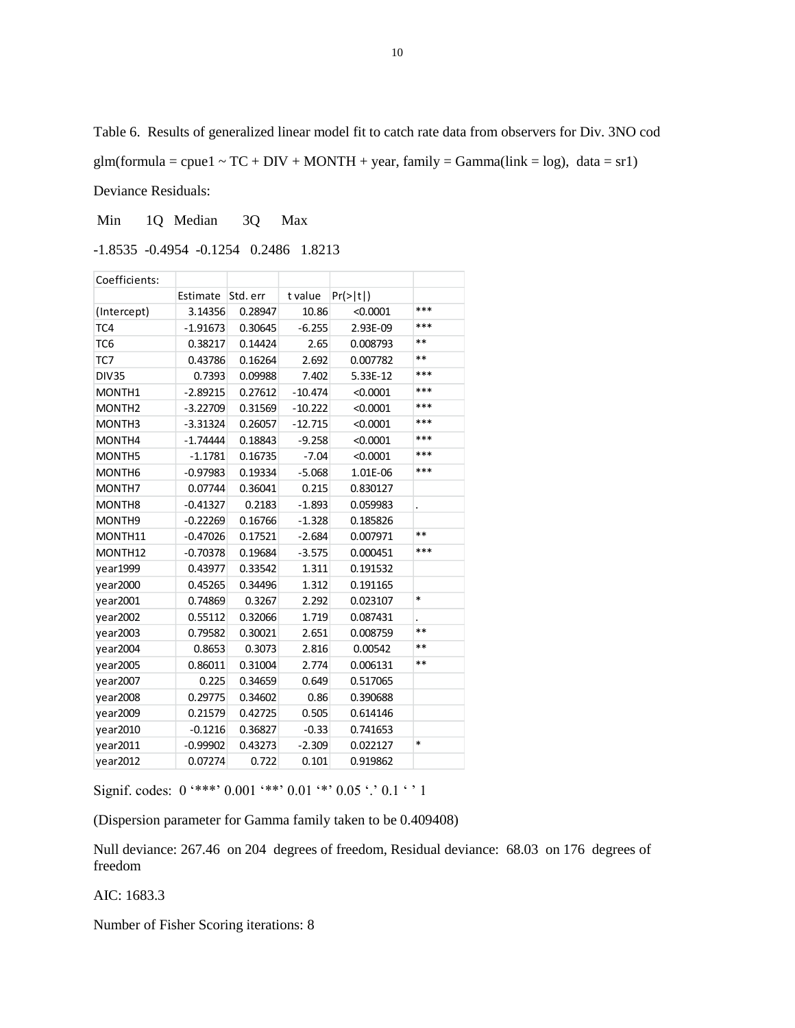Table 6. Results of generalized linear model fit to catch rate data from observers for Div. 3NO cod

glm(formula = cpue1 ~ TC + DIV + MONTH + year, family = Gamma(link = log), data = sr1)

Deviance Residuals:

| Min | 1Q | Median | 3Q | Max |
|---|---|---|---|---|
| -1.8535 | -0.4954 | -0.1254 | 0.2486 | 1.8213 |

| Coefficients: | | | | | |
|---|---|---|---|---|---|
| | Estimate | Std. err | t value | Pr(>\|t\|) | |
| (Intercept) | 3.14356 | 0.28947 | 10.86 | <0.0001 | *** |
| TC4 | -1.91673 | 0.30645 | -6.255 | 2.93E-09 | *** |
| TC6 | 0.38217 | 0.14424 | 2.65 | 0.008793 | ** |
| TC7 | 0.43786 | 0.16264 | 2.692 | 0.007782 | ** |
| DIV35 | 0.7393 | 0.09988 | 7.402 | 5.33E-12 | *** |
| MONTH1 | -2.89215 | 0.27612 | -10.474 | <0.0001 | *** |
| MONTH2 | -3.22709 | 0.31569 | -10.222 | <0.0001 | *** |
| MONTH3 | -3.31324 | 0.26057 | -12.715 | <0.0001 | *** |
| MONTH4 | -1.74444 | 0.18843 | -9.258 | <0.0001 | *** |
| MONTH5 | -1.1781 | 0.16735 | -7.04 | <0.0001 | *** |
| MONTH6 | -0.97983 | 0.19334 | -5.068 | 1.01E-06 | *** |
| MONTH7 | 0.07744 | 0.36041 | 0.215 | 0.830127 | |
| MONTH8 | -0.41327 | 0.2183 | -1.893 | 0.059983 | . |
| MONTH9 | -0.22269 | 0.16766 | -1.328 | 0.185826 | |
| MONTH11 | -0.47026 | 0.17521 | -2.684 | 0.007971 | ** |
| MONTH12 | -0.70378 | 0.19684 | -3.575 | 0.000451 | *** |
| year1999 | 0.43977 | 0.33542 | 1.311 | 0.191532 | |
| year2000 | 0.45265 | 0.34496 | 1.312 | 0.191165 | |
| year2001 | 0.74869 | 0.3267 | 2.292 | 0.023107 | * |
| year2002 | 0.55112 | 0.32066 | 1.719 | 0.087431 | . |
| year2003 | 0.79582 | 0.30021 | 2.651 | 0.008759 | ** |
| year2004 | 0.8653 | 0.3073 | 2.816 | 0.00542 | ** |
| year2005 | 0.86011 | 0.31004 | 2.774 | 0.006131 | ** |
| year2007 | 0.225 | 0.34659 | 0.649 | 0.517065 | |
| year2008 | 0.29775 | 0.34602 | 0.86 | 0.390688 | |
| year2009 | 0.21579 | 0.42725 | 0.505 | 0.614146 | |
| year2010 | -0.1216 | 0.36827 | -0.33 | 0.741653 | |
| year2011 | -0.99902 | 0.43273 | -2.309 | 0.022127 | * |
| year2012 | 0.07274 | 0.722 | 0.101 | 0.919862 | |

Signif. codes: 0 '***' 0.001 '**' 0.01 '*' 0.05 '.' 0.1 ' ' 1

(Dispersion parameter for Gamma family taken to be 0.409408)

Null deviance: 267.46 on 204 degrees of freedom, Residual deviance: 68.03 on 176 degrees of freedom

AIC: 1683.3

Number of Fisher Scoring iterations: 8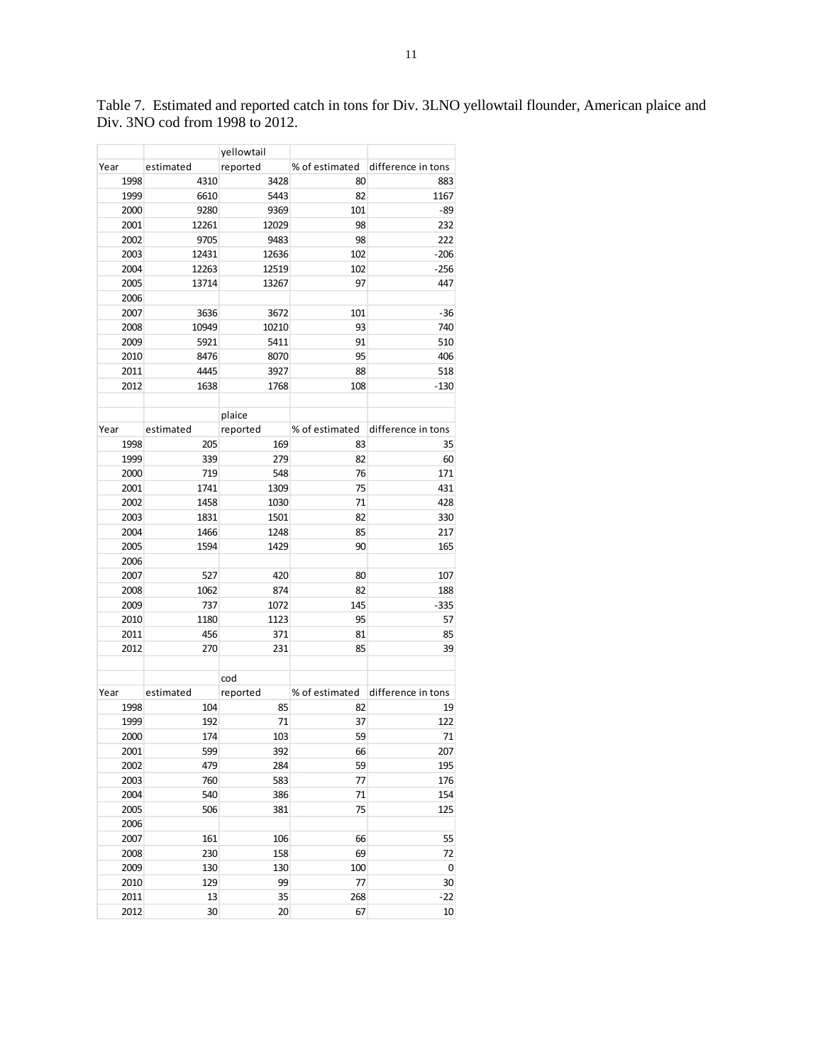Table 7. Estimated and reported catch in tons for Div. 3LNO yellowtail flounder, American plaice and Div. 3NO cod from 1998 to 2012.

| | | yellowtail | | |
|---|---|---|---|---|
| Year | estimated | reported | % of estimated | difference in tons |
| 1998 | 4310 | 3428 | 80 | 883 |
| 1999 | 6610 | 5443 | 82 | 1167 |
| 2000 | 9280 | 9369 | 101 | -89 |
| 2001 | 12261 | 12029 | 98 | 232 |
| 2002 | 9705 | 9483 | 98 | 222 |
| 2003 | 12431 | 12636 | 102 | -206 |
| 2004 | 12263 | 12519 | 102 | -256 |
| 2005 | 13714 | 13267 | 97 | 447 |
| 2006 | | | | |
| 2007 | 3636 | 3672 | 101 | -36 |
| 2008 | 10949 | 10210 | 93 | 740 |
| 2009 | 5921 | 5411 | 91 | 510 |
| 2010 | 8476 | 8070 | 95 | 406 |
| 2011 | 4445 | 3927 | 88 | 518 |
| 2012 | 1638 | 1768 | 108 | -130 |
| | | | | |
| | | plaice | | |
| Year | estimated | reported | % of estimated | difference in tons |
| 1998 | 205 | 169 | 83 | 35 |
| 1999 | 339 | 279 | 82 | 60 |
| 2000 | 719 | 548 | 76 | 171 |
| 2001 | 1741 | 1309 | 75 | 431 |
| 2002 | 1458 | 1030 | 71 | 428 |
| 2003 | 1831 | 1501 | 82 | 330 |
| 2004 | 1466 | 1248 | 85 | 217 |
| 2005 | 1594 | 1429 | 90 | 165 |
| 2006 | | | | |
| 2007 | 527 | 420 | 80 | 107 |
| 2008 | 1062 | 874 | 82 | 188 |
| 2009 | 737 | 1072 | 145 | -335 |
| 2010 | 1180 | 1123 | 95 | 57 |
| 2011 | 456 | 371 | 81 | 85 |
| 2012 | 270 | 231 | 85 | 39 |
| | | | | |
| | | cod | | |
| Year | estimated | reported | % of estimated | difference in tons |
| 1998 | 104 | 85 | 82 | 19 |
| 1999 | 192 | 71 | 37 | 122 |
| 2000 | 174 | 103 | 59 | 71 |
| 2001 | 599 | 392 | 66 | 207 |
| 2002 | 479 | 284 | 59 | 195 |
| 2003 | 760 | 583 | 77 | 176 |
| 2004 | 540 | 386 | 71 | 154 |
| 2005 | 506 | 381 | 75 | 125 |
| 2006 | | | | |
| 2007 | 161 | 106 | 66 | 55 |
| 2008 | 230 | 158 | 69 | 72 |
| 2009 | 130 | 130 | 100 | 0 |
| 2010 | 129 | 99 | 77 | 30 |
| 2011 | 13 | 35 | 268 | -22 |
| 2012 | 30 | 20 | 67 | 10 |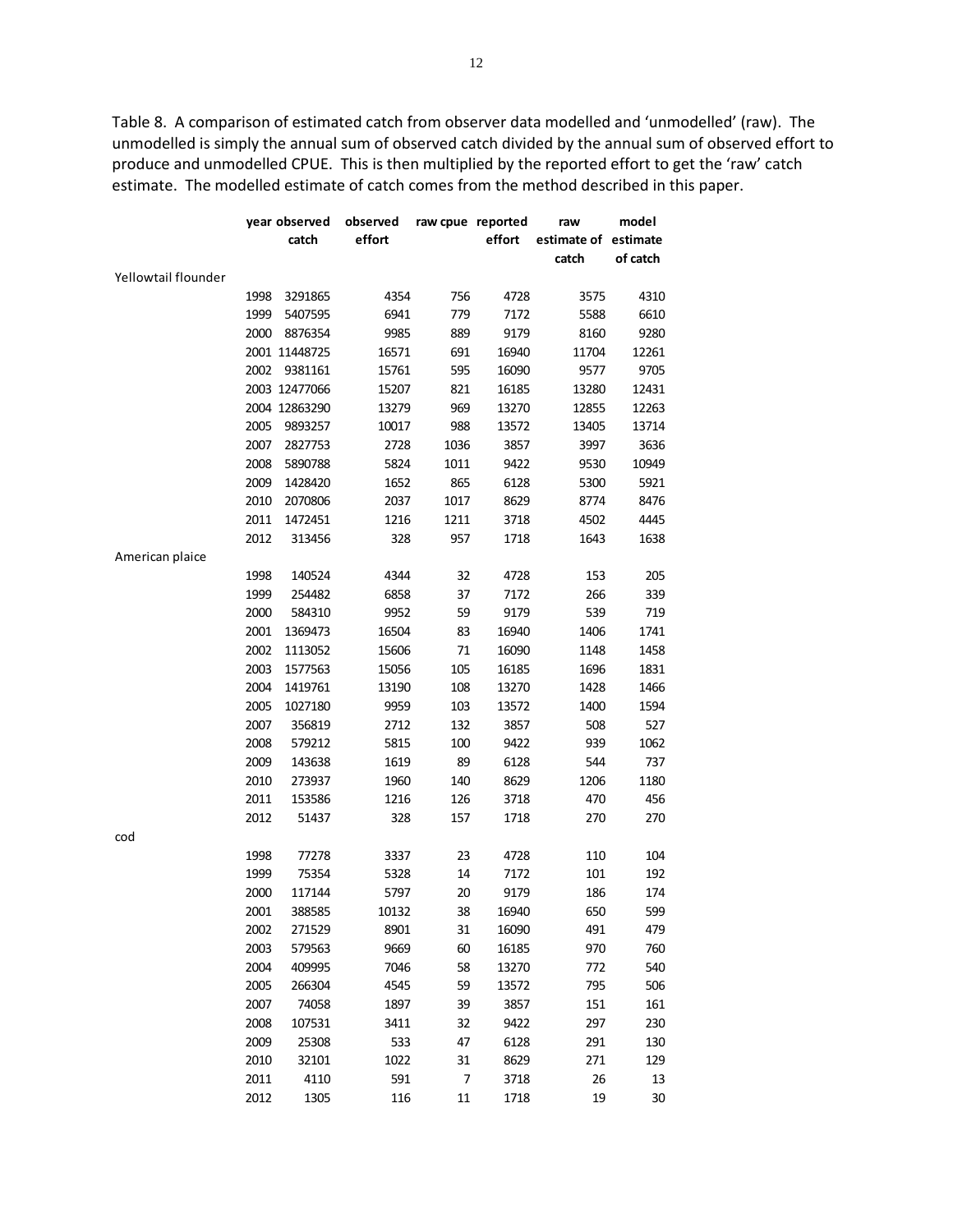Table 8. A comparison of estimated catch from observer data modelled and 'unmodelled' (raw). The unmodelled is simply the annual sum of observed catch divided by the annual sum of observed effort to produce and unmodelled CPUE. This is then multiplied by the reported effort to get the 'raw' catch estimate. The modelled estimate of catch comes from the method described in this paper.

| | year | observed catch | observed effort | raw cpue | reported effort | raw estimate of catch | model estimate of catch |
|---|---|---|---|---|---|---|---|
| Yellowtail flounder | | | | | | | |
| | 1998 | 3291865 | 4354 | 756 | 4728 | 3575 | 4310 |
| | 1999 | 5407595 | 6941 | 779 | 7172 | 5588 | 6610 |
| | 2000 | 8876354 | 9985 | 889 | 9179 | 8160 | 9280 |
| | 2001 | 11448725 | 16571 | 691 | 16940 | 11704 | 12261 |
| | 2002 | 9381161 | 15761 | 595 | 16090 | 9577 | 9705 |
| | 2003 | 12477066 | 15207 | 821 | 16185 | 13280 | 12431 |
| | 2004 | 12863290 | 13279 | 969 | 13270 | 12855 | 12263 |
| | 2005 | 9893257 | 10017 | 988 | 13572 | 13405 | 13714 |
| | 2007 | 2827753 | 2728 | 1036 | 3857 | 3997 | 3636 |
| | 2008 | 5890788 | 5824 | 1011 | 9422 | 9530 | 10949 |
| | 2009 | 1428420 | 1652 | 865 | 6128 | 5300 | 5921 |
| | 2010 | 2070806 | 2037 | 1017 | 8629 | 8774 | 8476 |
| | 2011 | 1472451 | 1216 | 1211 | 3718 | 4502 | 4445 |
| | 2012 | 313456 | 328 | 957 | 1718 | 1643 | 1638 |
| American plaice | | | | | | | |
| | 1998 | 140524 | 4344 | 32 | 4728 | 153 | 205 |
| | 1999 | 254482 | 6858 | 37 | 7172 | 266 | 339 |
| | 2000 | 584310 | 9952 | 59 | 9179 | 539 | 719 |
| | 2001 | 1369473 | 16504 | 83 | 16940 | 1406 | 1741 |
| | 2002 | 1113052 | 15606 | 71 | 16090 | 1148 | 1458 |
| | 2003 | 1577563 | 15056 | 105 | 16185 | 1696 | 1831 |
| | 2004 | 1419761 | 13190 | 108 | 13270 | 1428 | 1466 |
| | 2005 | 1027180 | 9959 | 103 | 13572 | 1400 | 1594 |
| | 2007 | 356819 | 2712 | 132 | 3857 | 508 | 527 |
| | 2008 | 579212 | 5815 | 100 | 9422 | 939 | 1062 |
| | 2009 | 143638 | 1619 | 89 | 6128 | 544 | 737 |
| | 2010 | 273937 | 1960 | 140 | 8629 | 1206 | 1180 |
| | 2011 | 153586 | 1216 | 126 | 3718 | 470 | 456 |
| | 2012 | 51437 | 328 | 157 | 1718 | 270 | 270 |
| cod | | | | | | | |
| | 1998 | 77278 | 3337 | 23 | 4728 | 110 | 104 |
| | 1999 | 75354 | 5328 | 14 | 7172 | 101 | 192 |
| | 2000 | 117144 | 5797 | 20 | 9179 | 186 | 174 |
| | 2001 | 388585 | 10132 | 38 | 16940 | 650 | 599 |
| | 2002 | 271529 | 8901 | 31 | 16090 | 491 | 479 |
| | 2003 | 579563 | 9669 | 60 | 16185 | 970 | 760 |
| | 2004 | 409995 | 7046 | 58 | 13270 | 772 | 540 |
| | 2005 | 266304 | 4545 | 59 | 13572 | 795 | 506 |
| | 2007 | 74058 | 1897 | 39 | 3857 | 151 | 161 |
| | 2008 | 107531 | 3411 | 32 | 9422 | 297 | 230 |
| | 2009 | 25308 | 533 | 47 | 6128 | 291 | 130 |
| | 2010 | 32101 | 1022 | 31 | 8629 | 271 | 129 |
| | 2011 | 4110 | 591 | 7 | 3718 | 26 | 13 |
| | 2012 | 1305 | 116 | 11 | 1718 | 19 | 30 |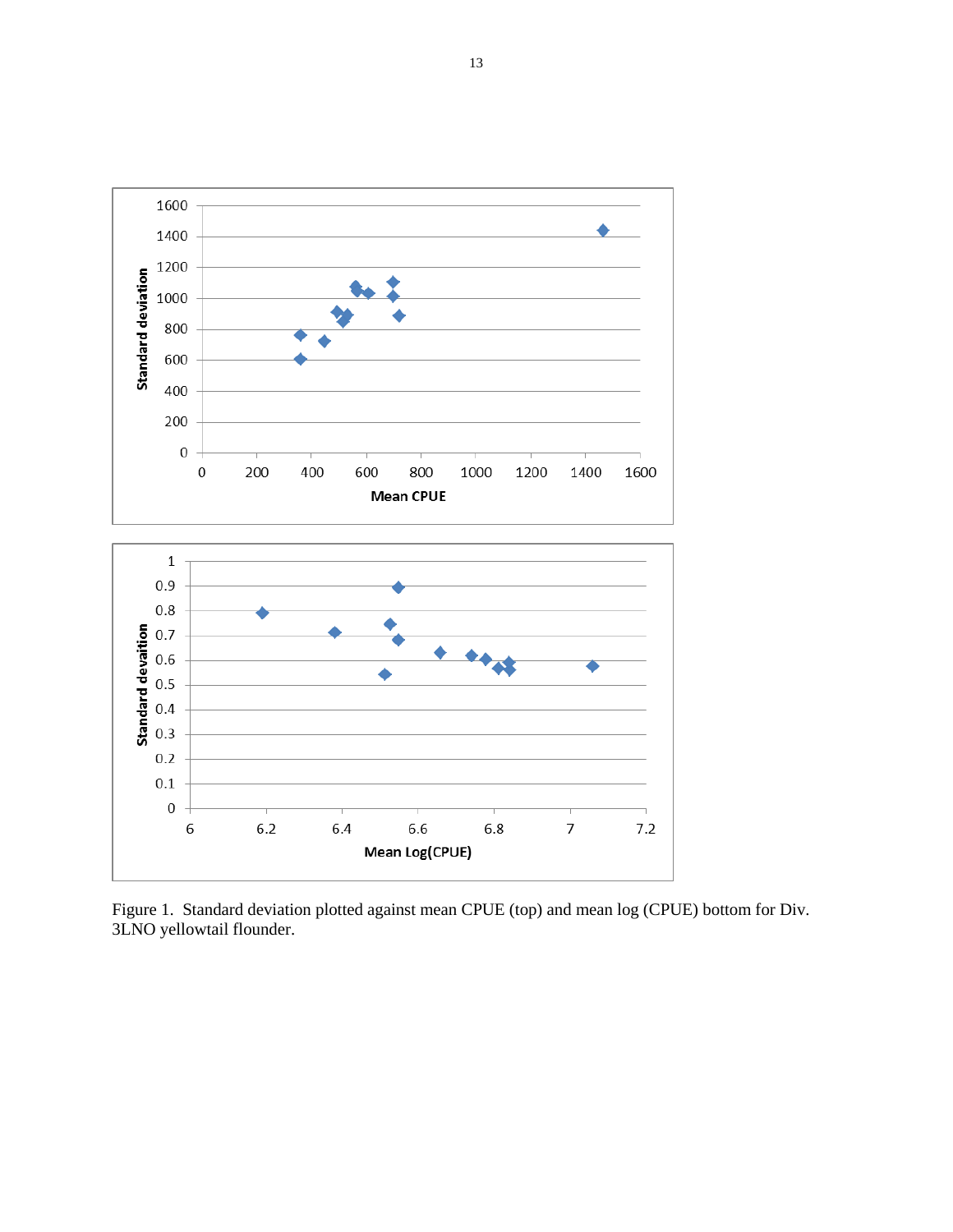Figure 1. Standard deviation plotted against mean CPUE (top) and mean log (CPUE) bottom for Div. 3LNO yellowtail flounder.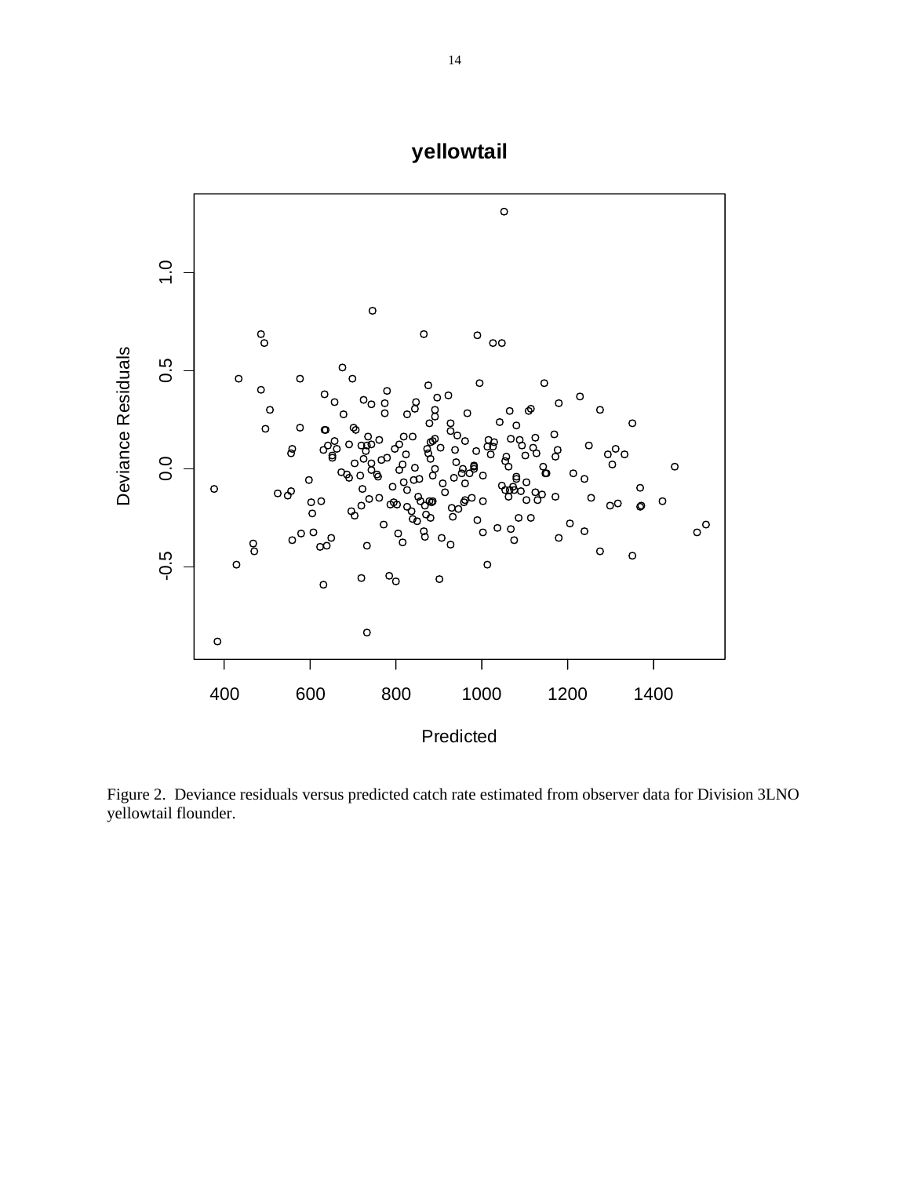Figure 2. Deviance residuals versus predicted catch rate estimated from observer data for Division 3LNO yellowtail flounder.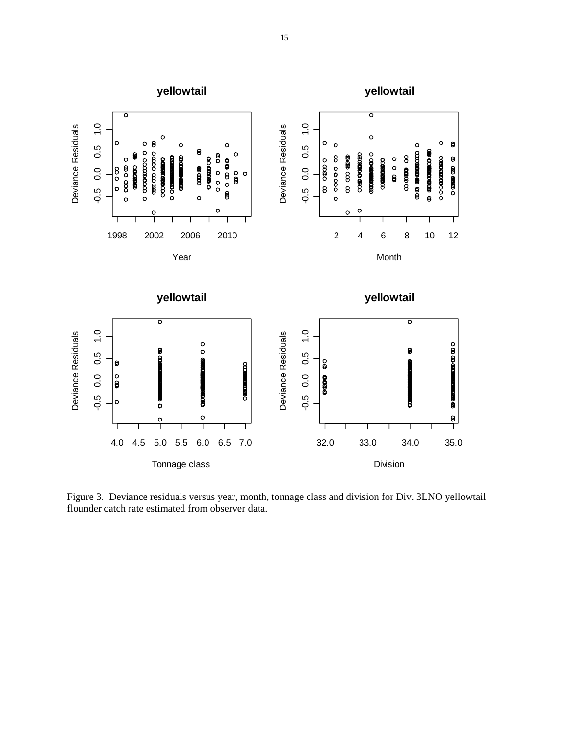Figure 3. Deviance residuals versus year, month, tonnage class and division for Div. 3LNO yellowtail flounder catch rate estimated from observer data.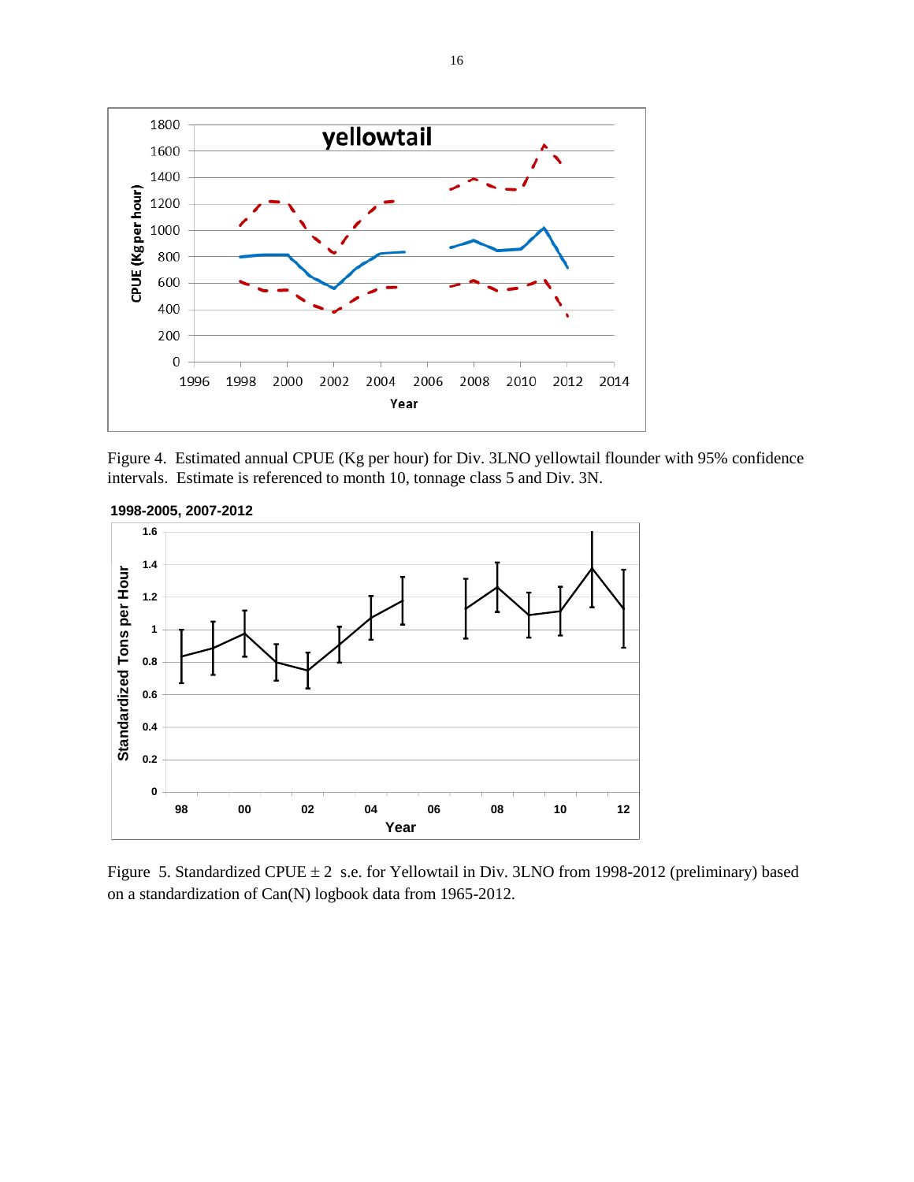Figure 4. Estimated annual CPUE (Kg per hour) for Div. 3LNO yellowtail flounder with 95% confidence intervals. Estimate is referenced to month 10, tonnage class 5 and Div. 3N.

Figure 5. Standardized CPUE ± 2 s.e. for Yellowtail in Div. 3LNO from 1998-2012 (preliminary) based on a standardization of Can(N) logbook data from 1965-2012.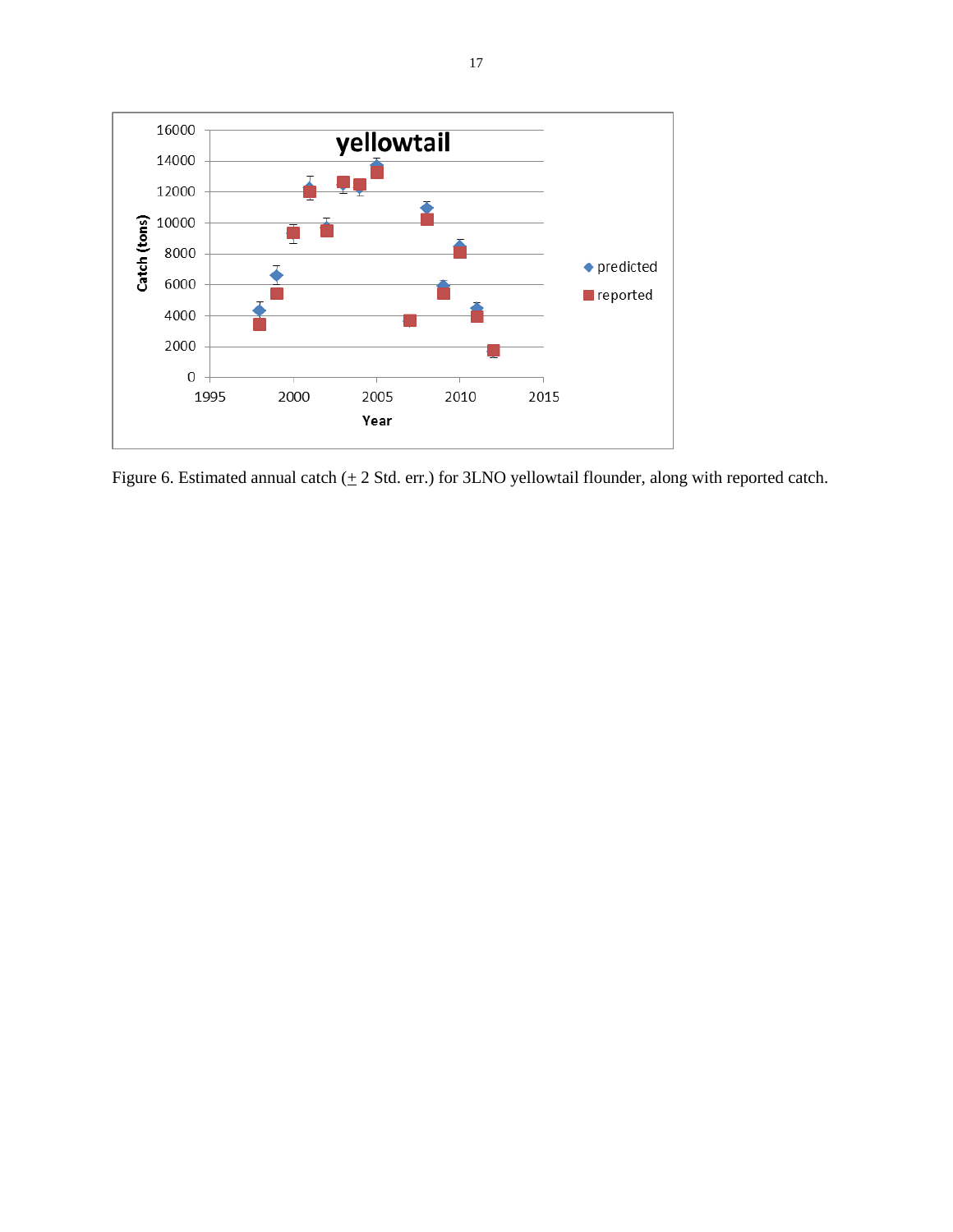Figure 6. Estimated annual catch (+ 2 Std. err.) for 3LNO yellowtail flounder, along with reported catch.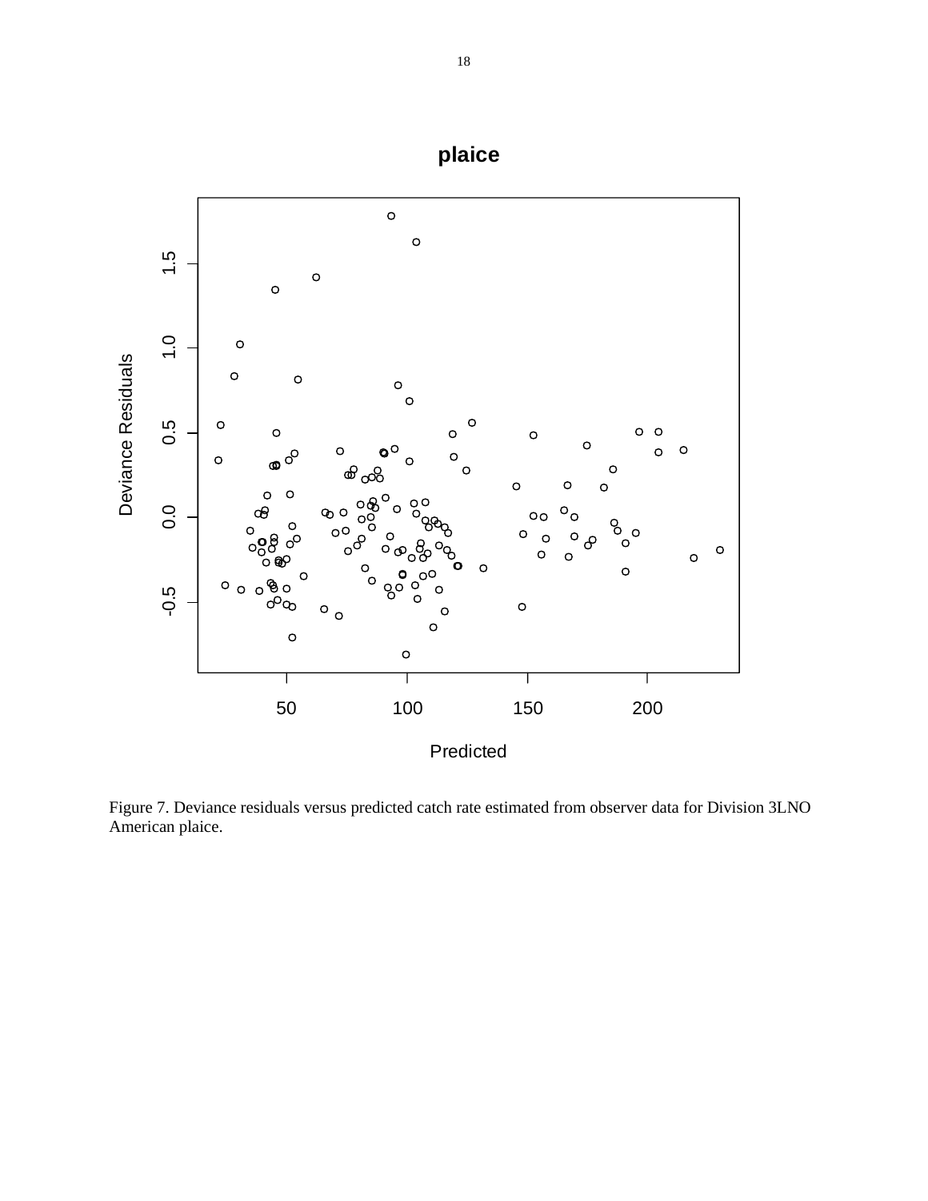Figure 7. Deviance residuals versus predicted catch rate estimated from observer data for Division 3LNO American plaice.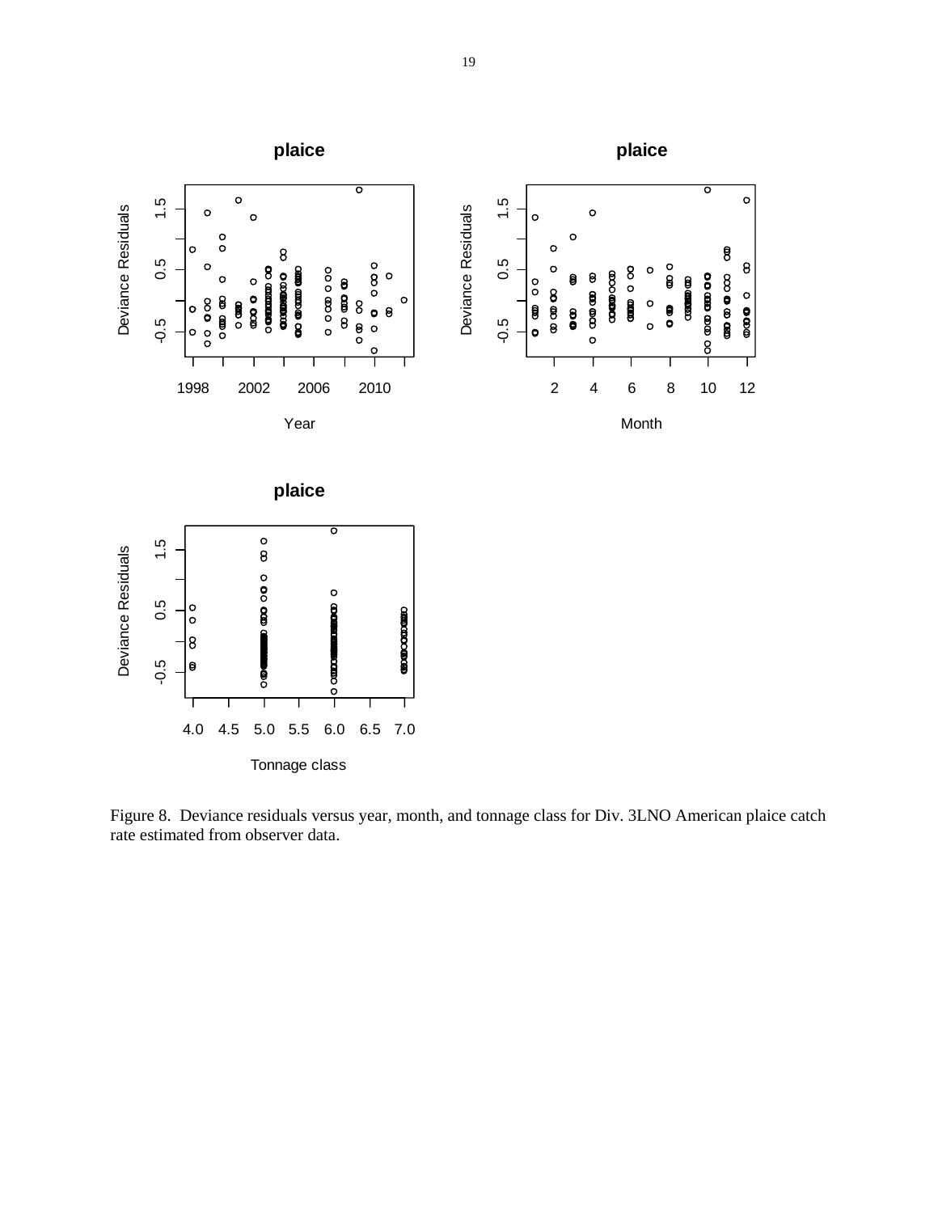Figure 8. Deviance residuals versus year, month, and tonnage class for Div. 3LNO American plaice catch rate estimated from observer data.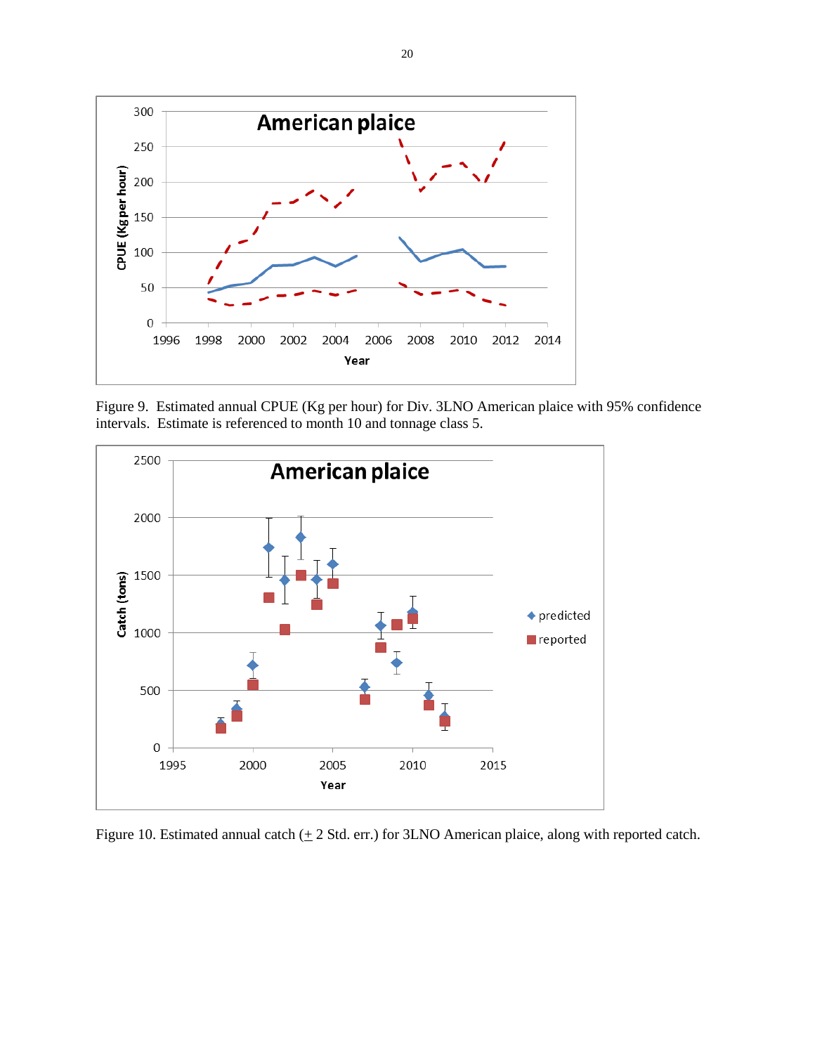Figure 9. Estimated annual CPUE (Kg per hour) for Div. 3LNO American plaice with 95% confidence intervals. Estimate is referenced to month 10 and tonnage class 5.

Figure 10. Estimated annual catch (± 2 Std. err.) for 3LNO American plaice, along with reported catch.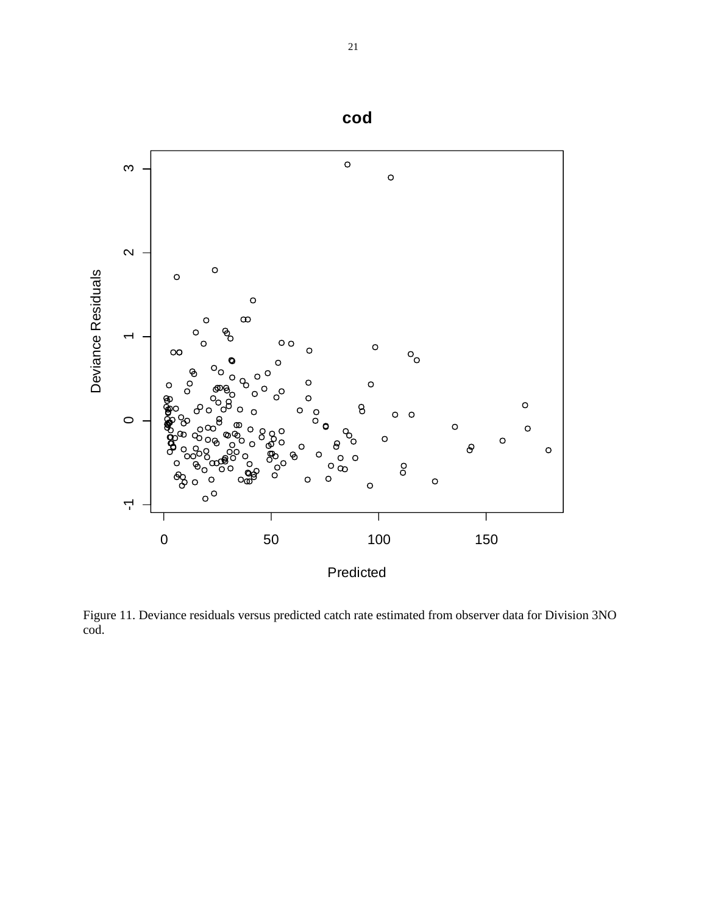Figure 11. Deviance residuals versus predicted catch rate estimated from observer data for Division 3NO cod.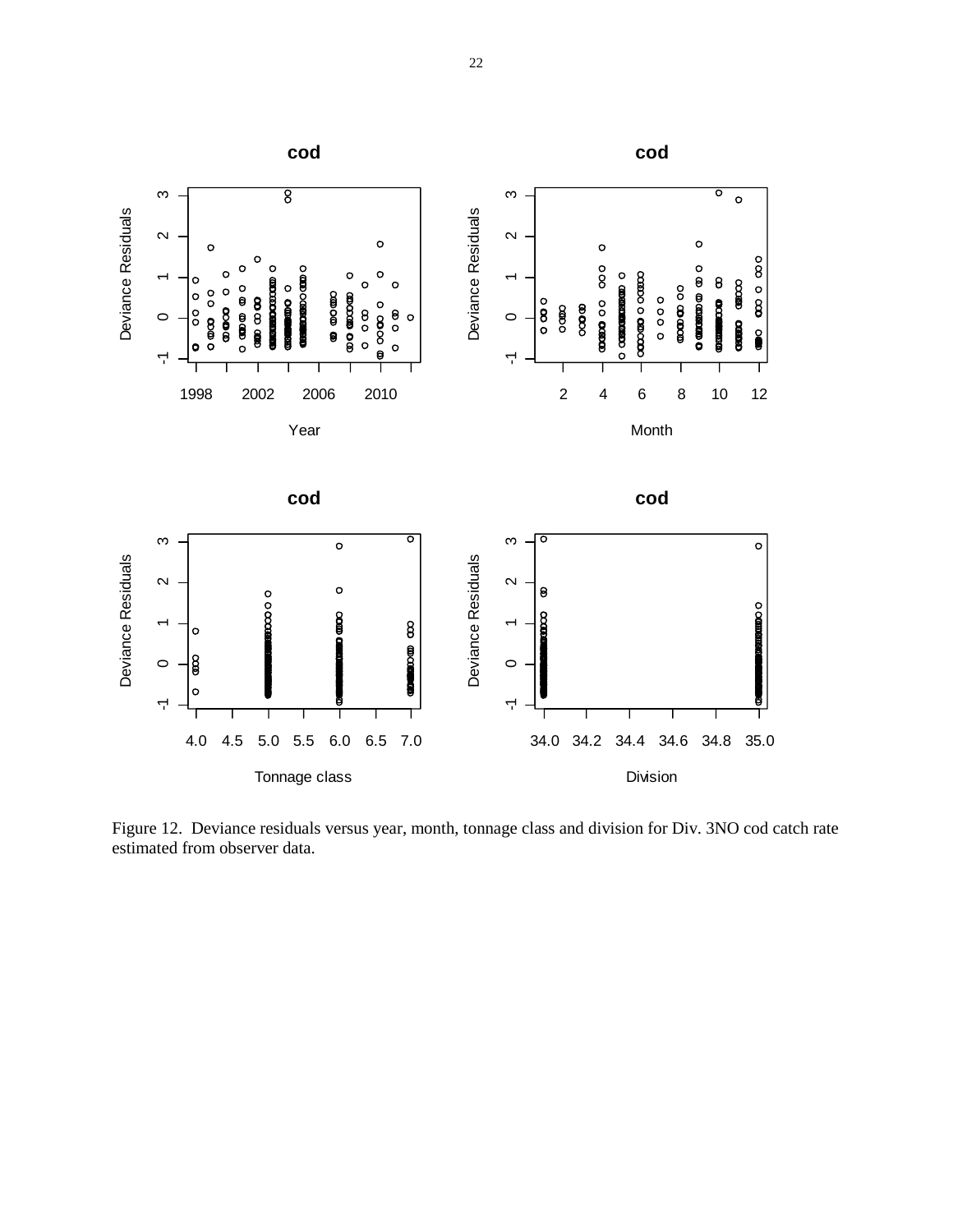Figure 12. Deviance residuals versus year, month, tonnage class and division for Div. 3NO cod catch rate estimated from observer data.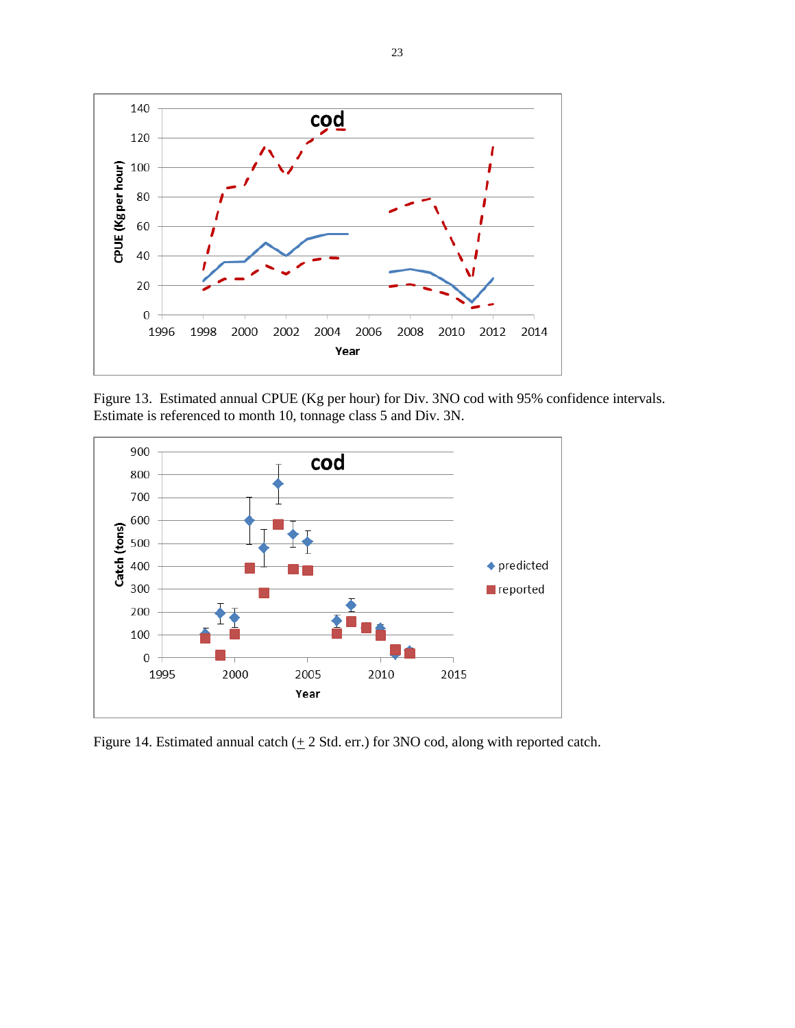Figure 13. Estimated annual CPUE (Kg per hour) for Div. 3NO cod with 95% confidence intervals. Estimate is referenced to month 10, tonnage class 5 and Div. 3N.

Figure 14. Estimated annual catch (+ 2 Std. err.) for 3NO cod, along with reported catch.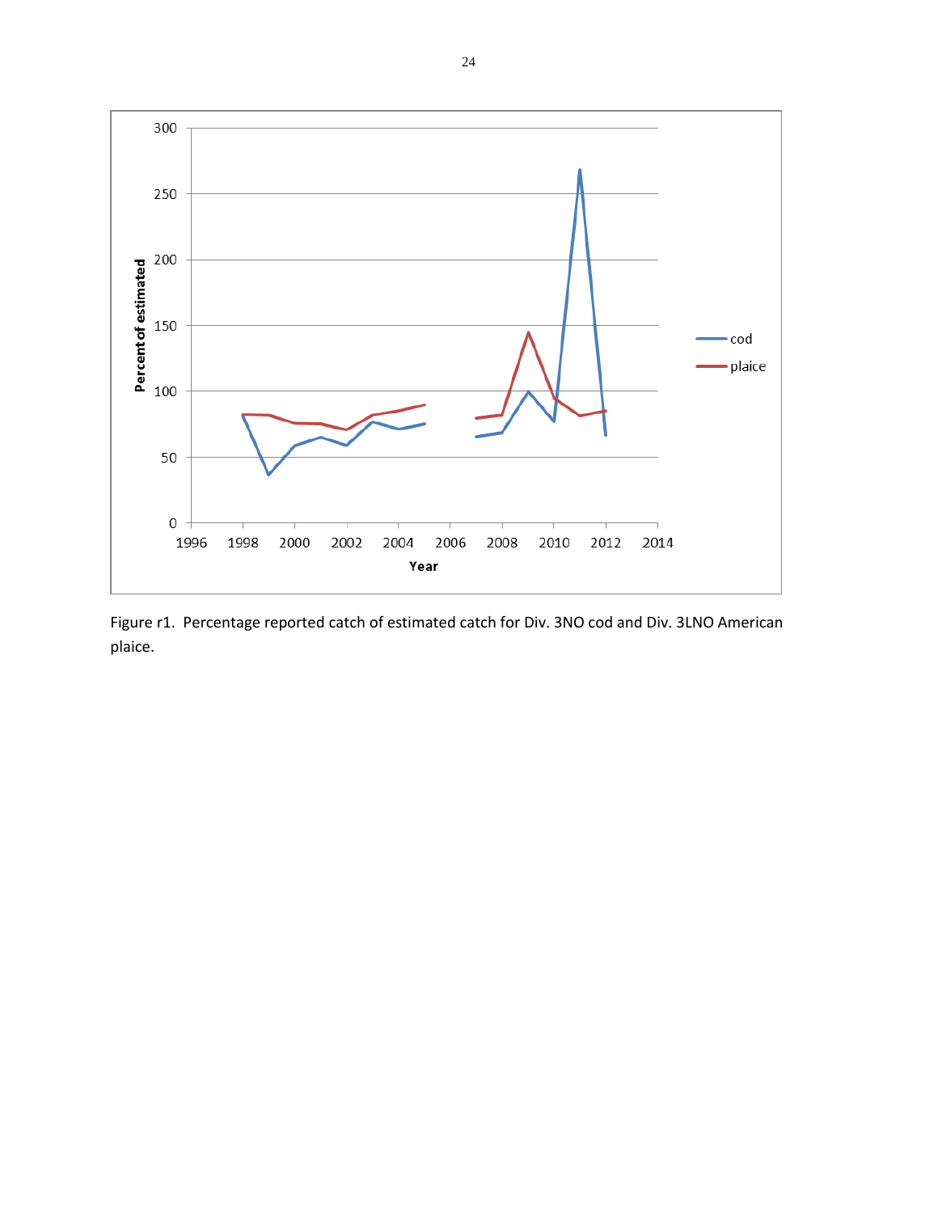300
250
200
150
100
50
0

Percent of estimated

1996 1998 2000 2002 2004 2006 2008 2010 2012 2014

Year

cod
plaice

Figure r1. Percentage reported catch of estimated catch for Div. 3NO cod and Div. 3LNO American plaice.